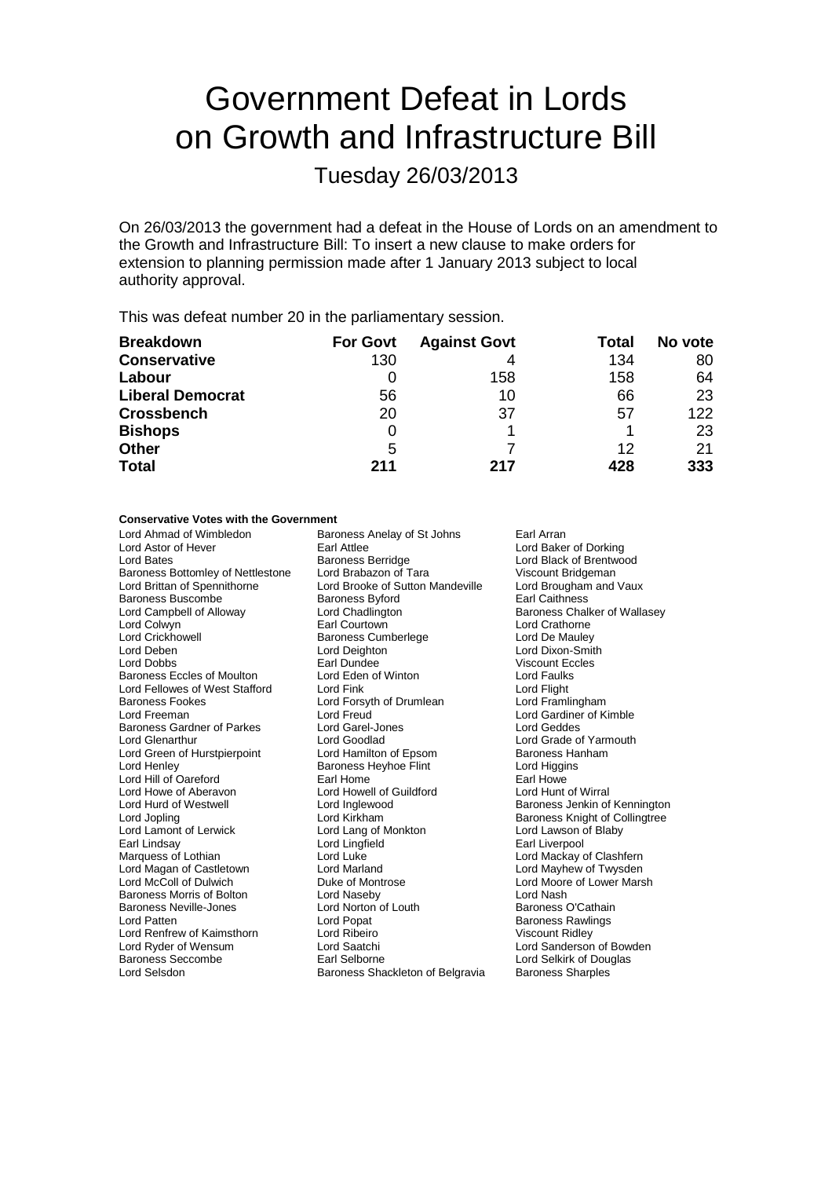# Government Defeat in Lords on Growth and Infrastructure Bill

Tuesday 26/03/2013

On 26/03/2013 the government had a defeat in the House of Lords on an amendment to the Growth and Infrastructure Bill: To insert a new clause to make orders for extension to planning permission made after 1 January 2013 subject to local authority approval.

This was defeat number 20 in the parliamentary session.

| Breakdown | For Govt | Against Govt | Total | No vote |
|---|---|---|---|---|
| **Conservative** | 130 | 4 | 134 | 80 |
| **Labour** | 0 | 158 | 158 | 64 |
| **Liberal Democrat** | 56 | 10 | 66 | 23 |
| **Crossbench** | 20 | 37 | 57 | 122 |
| **Bishops** | 0 | 1 | 1 | 23 |
| **Other** | 5 | 7 | 12 | 21 |
| **Total** | **211** | **217** | **428** | **333** |

**Conservative Votes with the Government**

Lord Ahmad of Wimbledon
Baroness Anelay of St Johns
Earl Arran
Lord Astor of Hever
Earl Attlee
Lord Baker of Dorking
Lord Bates
Baroness Berridge
Lord Black of Brentwood
Baroness Bottomley of Nettlestone
Lord Brabazon of Tara
Viscount Bridgeman
Lord Brittan of Spennithorne
Lord Brooke of Sutton Mandeville
Lord Brougham and Vaux
Baroness Buscombe
Baroness Byford
Earl Caithness
Lord Campbell of Alloway
Lord Chadlington
Baroness Chalker of Wallasey
Lord Colwyn
Earl Courtown
Lord Crathorne
Lord Crickhowell
Baroness Cumberlege
Lord De Mauley
Lord Deben
Lord Deighton
Lord Dixon-Smith
Lord Dobbs
Earl Dundee
Viscount Eccles
Baroness Eccles of Moulton
Lord Eden of Winton
Lord Faulks
Lord Fellowes of West Stafford
Lord Fink
Lord Flight
Baroness Fookes
Lord Forsyth of Drumlean
Lord Framlingham
Lord Freeman
Lord Freud
Lord Gardiner of Kimble
Baroness Gardner of Parkes
Lord Garel-Jones
Lord Geddes
Lord Glenarthur
Lord Goodlad
Lord Grade of Yarmouth
Lord Green of Hurstpierpoint
Lord Hamilton of Epsom
Baroness Hanham
Lord Henley
Baroness Heyhoe Flint
Lord Higgins
Lord Hill of Oareford
Earl Home
Earl Howe
Lord Howe of Aberavon
Lord Howell of Guildford
Lord Hunt of Wirral
Lord Hurd of Westwell
Lord Inglewood
Baroness Jenkin of Kennington
Lord Jopling
Lord Kirkham
Baroness Knight of Collingtree
Lord Lamont of Lerwick
Lord Lang of Monkton
Lord Lawson of Blaby
Earl Lindsay
Lord Lingfield
Earl Liverpool
Marquess of Lothian
Lord Luke
Lord Mackay of Clashfern
Lord Magan of Castletown
Lord Marland
Lord Mayhew of Twysden
Lord McColl of Dulwich
Duke of Montrose
Lord Moore of Lower Marsh
Baroness Morris of Bolton
Lord Naseby
Lord Nash
Baroness Neville-Jones
Lord Norton of Louth
Baroness O'Cathain
Lord Patten
Lord Popat
Baroness Rawlings
Lord Renfrew of Kaimsthorn
Lord Ribeiro
Viscount Ridley
Lord Ryder of Wensum
Lord Saatchi
Lord Sanderson of Bowden
Baroness Seccombe
Earl Selborne
Lord Selkirk of Douglas
Lord Selsdon
Baroness Shackleton of Belgravia
Baroness Sharples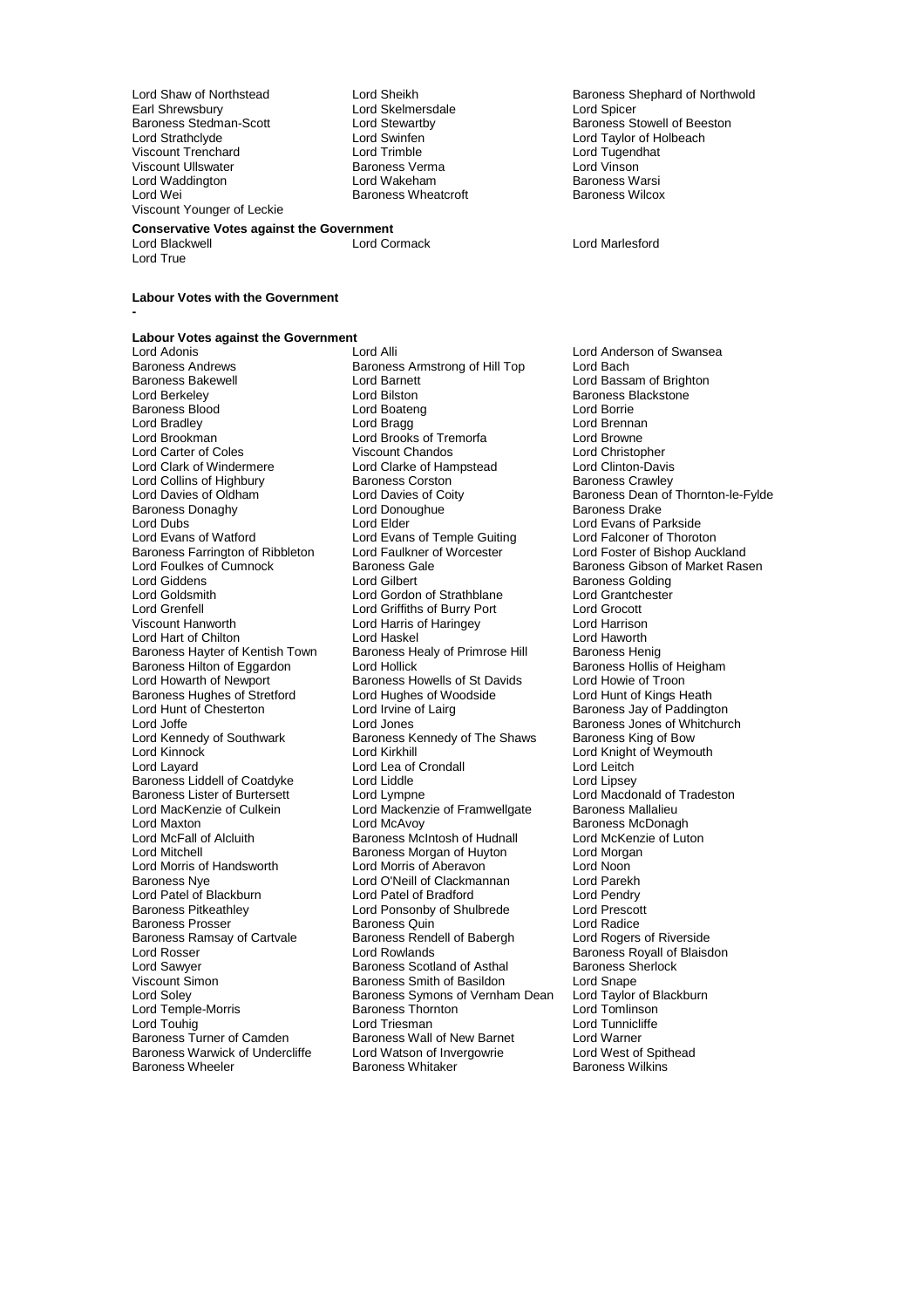Lord Shaw of Northstead
Lord Sheikh
Baroness Shephard of Northwold
Earl Shrewsbury
Lord Skelmersdale
Lord Spicer
Baroness Stedman-Scott
Lord Stewartby
Baroness Stowell of Beeston
Lord Strathclyde
Lord Swinfen
Lord Taylor of Holbeach
Viscount Trenchard
Lord Trimble
Lord Tugendhat
Viscount Ullswater
Baroness Verma
Lord Vinson
Lord Waddington
Lord Wakeham
Baroness Warsi
Lord Wei
Baroness Wheatcroft
Baroness Wilcox
Viscount Younger of Leckie

**Conservative Votes against the Government**

Lord Blackwell
Lord Cormack
Lord Marlesford
Lord True

**Labour Votes with the Government**

-

**Labour Votes against the Government**

Lord Adonis
Lord Alli
Lord Anderson of Swansea
Baroness Andrews
Baroness Armstrong of Hill Top
Lord Bach
Baroness Bakewell
Lord Barnett
Lord Bassam of Brighton
Lord Berkeley
Lord Bilston
Baroness Blackstone
Baroness Blood
Lord Boateng
Lord Borrie
Lord Bradley
Lord Bragg
Lord Brennan
Lord Brookman
Lord Brooks of Tremorfa
Lord Browne
Lord Carter of Coles
Viscount Chandos
Lord Christopher
Lord Clark of Windermere
Lord Clarke of Hampstead
Lord Clinton-Davis
Lord Collins of Highbury
Baroness Corston
Baroness Crawley
Lord Davies of Oldham
Lord Davies of Coity
Baroness Dean of Thornton-le-Fylde
Baroness Donaghy
Lord Donoughue
Baroness Drake
Lord Dubs
Lord Elder
Lord Evans of Parkside
Lord Evans of Watford
Lord Evans of Temple Guiting
Lord Falconer of Thoroton
Baroness Farrington of Ribbleton
Lord Faulkner of Worcester
Lord Foster of Bishop Auckland
Lord Foulkes of Cumnock
Baroness Gale
Baroness Gibson of Market Rasen
Lord Giddens
Lord Gilbert
Baroness Golding
Lord Goldsmith
Lord Gordon of Strathblane
Lord Grantchester
Lord Grenfell
Lord Griffiths of Burry Port
Lord Grocott
Viscount Hanworth
Lord Harris of Haringey
Lord Harrison
Lord Hart of Chilton
Lord Haskel
Lord Haworth
Baroness Hayter of Kentish Town
Baroness Healy of Primrose Hill
Baroness Henig
Baroness Hilton of Eggardon
Lord Hollick
Baroness Hollis of Heigham
Lord Howarth of Newport
Baroness Howells of St Davids
Lord Howie of Troon
Baroness Hughes of Stretford
Lord Hughes of Woodside
Lord Hunt of Kings Heath
Lord Hunt of Chesterton
Lord Irvine of Lairg
Baroness Jay of Paddington
Lord Joffe
Lord Jones
Baroness Jones of Whitchurch
Lord Kennedy of Southwark
Baroness Kennedy of The Shaws
Baroness King of Bow
Lord Kinnock
Lord Kirkhill
Lord Knight of Weymouth
Lord Layard
Lord Lea of Crondall
Lord Leitch
Baroness Liddell of Coatdyke
Lord Liddle
Lord Lipsey
Baroness Lister of Burtersett
Lord Lympne
Lord Macdonald of Tradeston
Lord MacKenzie of Culkein
Lord Mackenzie of Framwellgate
Baroness Mallalieu
Lord Maxton
Lord McAvoy
Baroness McDonagh
Lord McFall of Alcluith
Baroness McIntosh of Hudnall
Lord McKenzie of Luton
Lord Mitchell
Baroness Morgan of Huyton
Lord Morgan
Lord Morris of Handsworth
Lord Morris of Aberavon
Lord Noon
Baroness Nye
Lord O'Neill of Clackmannan
Lord Parekh
Lord Patel of Blackburn
Lord Patel of Bradford
Lord Pendry
Baroness Pitkeathley
Lord Ponsonby of Shulbrede
Lord Prescott
Baroness Prosser
Baroness Quin
Lord Radice
Baroness Ramsay of Cartvale
Baroness Rendell of Babergh
Lord Rogers of Riverside
Lord Rosser
Lord Rowlands
Baroness Royall of Blaisdon
Lord Sawyer
Baroness Scotland of Asthal
Baroness Sherlock
Viscount Simon
Baroness Smith of Basildon
Lord Snape
Lord Soley
Baroness Symons of Vernham Dean
Lord Taylor of Blackburn
Lord Temple-Morris
Baroness Thornton
Lord Tomlinson
Lord Touhig
Lord Triesman
Lord Tunnicliffe
Baroness Turner of Camden
Baroness Wall of New Barnet
Lord Warner
Baroness Warwick of Undercliffe
Lord Watson of Invergowrie
Lord West of Spithead
Baroness Wheeler
Baroness Whitaker
Baroness Wilkins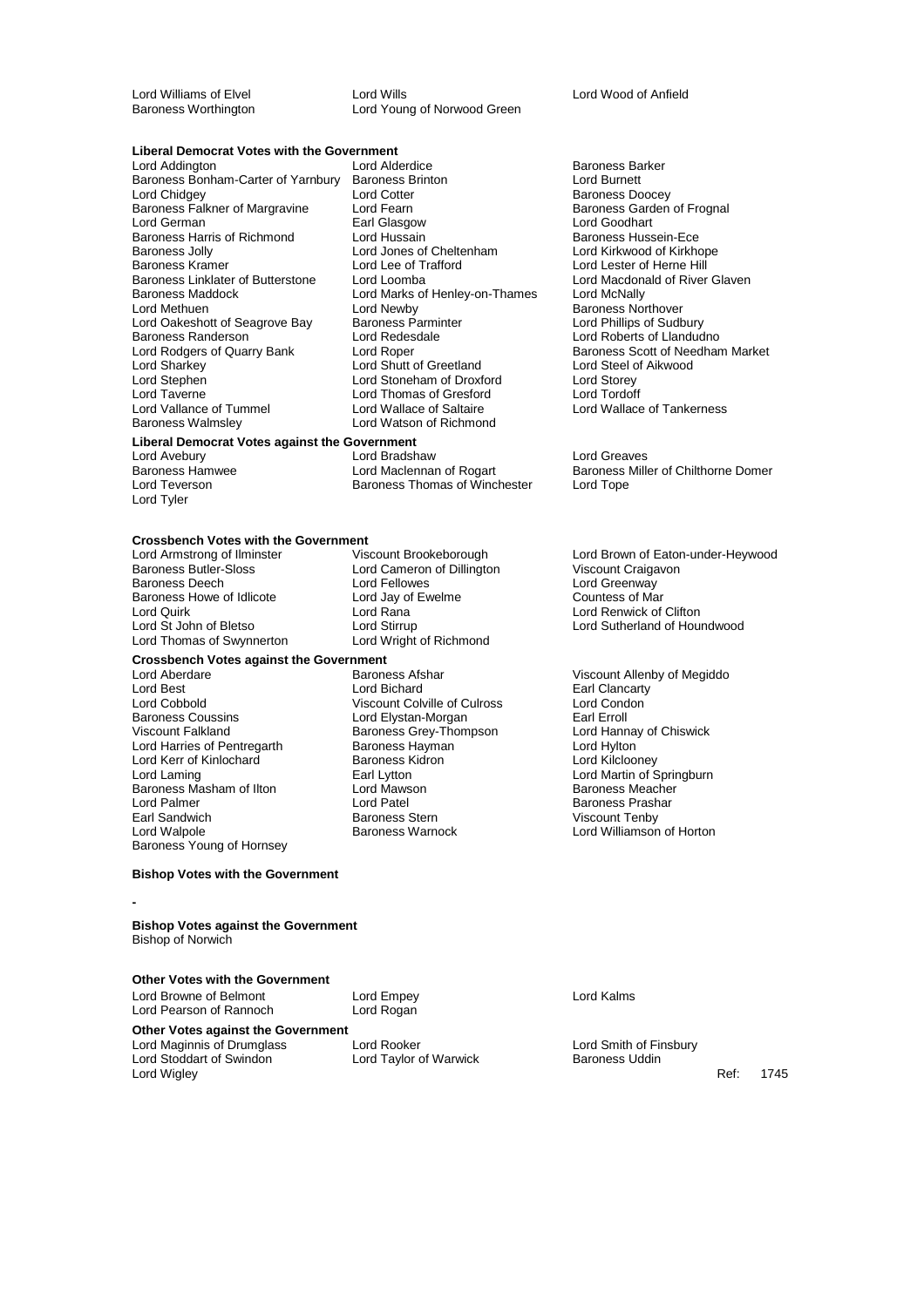Lord Williams of Elvel
Lord Wills
Lord Wood of Anfield
Baroness Worthington
Lord Young of Norwood Green

**Liberal Democrat Votes with the Government**

Lord Addington
Lord Alderdice
Baroness Barker
Baroness Bonham-Carter of Yarnbury
Baroness Brinton
Lord Burnett
Lord Chidgey
Lord Cotter
Baroness Doocey
Baroness Falkner of Margravine
Lord Fearn
Baroness Garden of Frognal
Lord German
Earl Glasgow
Lord Goodhart
Baroness Harris of Richmond
Lord Hussain
Baroness Hussein-Ece
Baroness Jolly
Lord Jones of Cheltenham
Lord Kirkwood of Kirkhope
Baroness Kramer
Lord Lee of Trafford
Lord Lester of Herne Hill
Baroness Linklater of Butterstone
Lord Loomba
Lord Macdonald of River Glaven
Baroness Maddock
Lord Marks of Henley-on-Thames
Lord McNally
Lord Methuen
Lord Newby
Baroness Northover
Lord Oakeshott of Seagrove Bay
Baroness Parminter
Lord Phillips of Sudbury
Baroness Randerson
Lord Redesdale
Lord Roberts of Llandudno
Lord Rodgers of Quarry Bank
Lord Roper
Baroness Scott of Needham Market
Lord Sharkey
Lord Shutt of Greetland
Lord Steel of Aikwood
Lord Stephen
Lord Stoneham of Droxford
Lord Storey
Lord Taverne
Lord Thomas of Gresford
Lord Tordoff
Lord Vallance of Tummel
Lord Wallace of Saltaire
Lord Wallace of Tankerness
Baroness Walmsley
Lord Watson of Richmond

**Liberal Democrat Votes against the Government**

Lord Avebury
Lord Bradshaw
Lord Greaves
Baroness Hamwee
Lord Maclennan of Rogart
Baroness Miller of Chilthorne Domer
Lord Teverson
Baroness Thomas of Winchester
Lord Tope
Lord Tyler

**Crossbench Votes with the Government**

Lord Armstrong of Ilminster
Viscount Brookeborough
Lord Brown of Eaton-under-Heywood
Baroness Butler-Sloss
Lord Cameron of Dillington
Viscount Craigavon
Baroness Deech
Lord Fellowes
Lord Greenway
Baroness Howe of Idlicote
Lord Jay of Ewelme
Countess of Mar
Lord Quirk
Lord Rana
Lord Renwick of Clifton
Lord St John of Bletso
Lord Stirrup
Lord Sutherland of Houndwood
Lord Thomas of Swynnerton
Lord Wright of Richmond

**Crossbench Votes against the Government**

Lord Aberdare
Baroness Afshar
Viscount Allenby of Megiddo
Lord Best
Lord Bichard
Earl Clancarty
Lord Cobbold
Viscount Colville of Culross
Lord Condon
Baroness Coussins
Lord Elystan-Morgan
Earl Erroll
Viscount Falkland
Baroness Grey-Thompson
Lord Hannay of Chiswick
Lord Harries of Pentregarth
Baroness Hayman
Lord Hylton
Lord Kerr of Kinlochard
Baroness Kidron
Lord Kilclooney
Lord Laming
Earl Lytton
Lord Martin of Springburn
Baroness Masham of Ilton
Lord Mawson
Baroness Meacher
Lord Palmer
Lord Patel
Baroness Prashar
Earl Sandwich
Baroness Stern
Viscount Tenby
Lord Walpole
Baroness Warnock
Lord Williamson of Horton
Baroness Young of Hornsey

**Bishop Votes with the Government**

-

**Bishop Votes against the Government**

Bishop of Norwich

**Other Votes with the Government**

Lord Browne of Belmont
Lord Empey
Lord Kalms
Lord Pearson of Rannoch
Lord Rogan

**Other Votes against the Government**

Lord Maginnis of Drumglass
Lord Rooker
Lord Smith of Finsbury
Lord Stoddart of Swindon
Lord Taylor of Warwick
Baroness Uddin
Lord Wigley

Ref: 1745